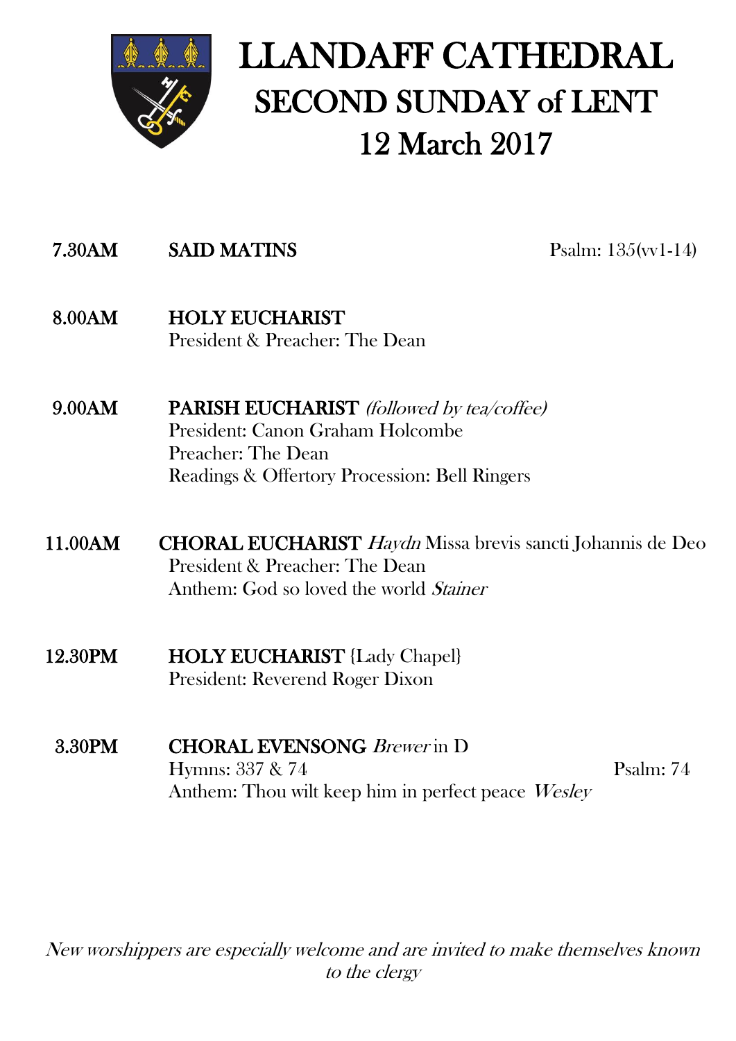# LLANDAFF CATHEDRAL
## SECOND SUNDAY of LENT
## 12 March 2017

**7.30AM** **SAID MATINS** Psalm: 135(vv1-14)

**8.00AM** **HOLY EUCHARIST**
President & Preacher: The Dean

**9.00AM** **PARISH EUCHARIST** *(followed by tea/coffee)*
President: Canon Graham Holcombe
Preacher: The Dean
Readings & Offertory Procession: Bell Ringers

**11.00AM** **CHORAL EUCHARIST** *Haydn* Missa brevis sancti Johannis de Deo
President & Preacher: The Dean
Anthem: God so loved the world *Stainer*

**12.30PM** **HOLY EUCHARIST** {Lady Chapel}
President: Reverend Roger Dixon

**3.30PM** **CHORAL EVENSONG** *Brewer* in D
Hymns: 337 & 74 Psalm: 74
Anthem: Thou wilt keep him in perfect peace *Wesley*

*New worshippers are especially welcome and are invited to make themselves known to the clergy*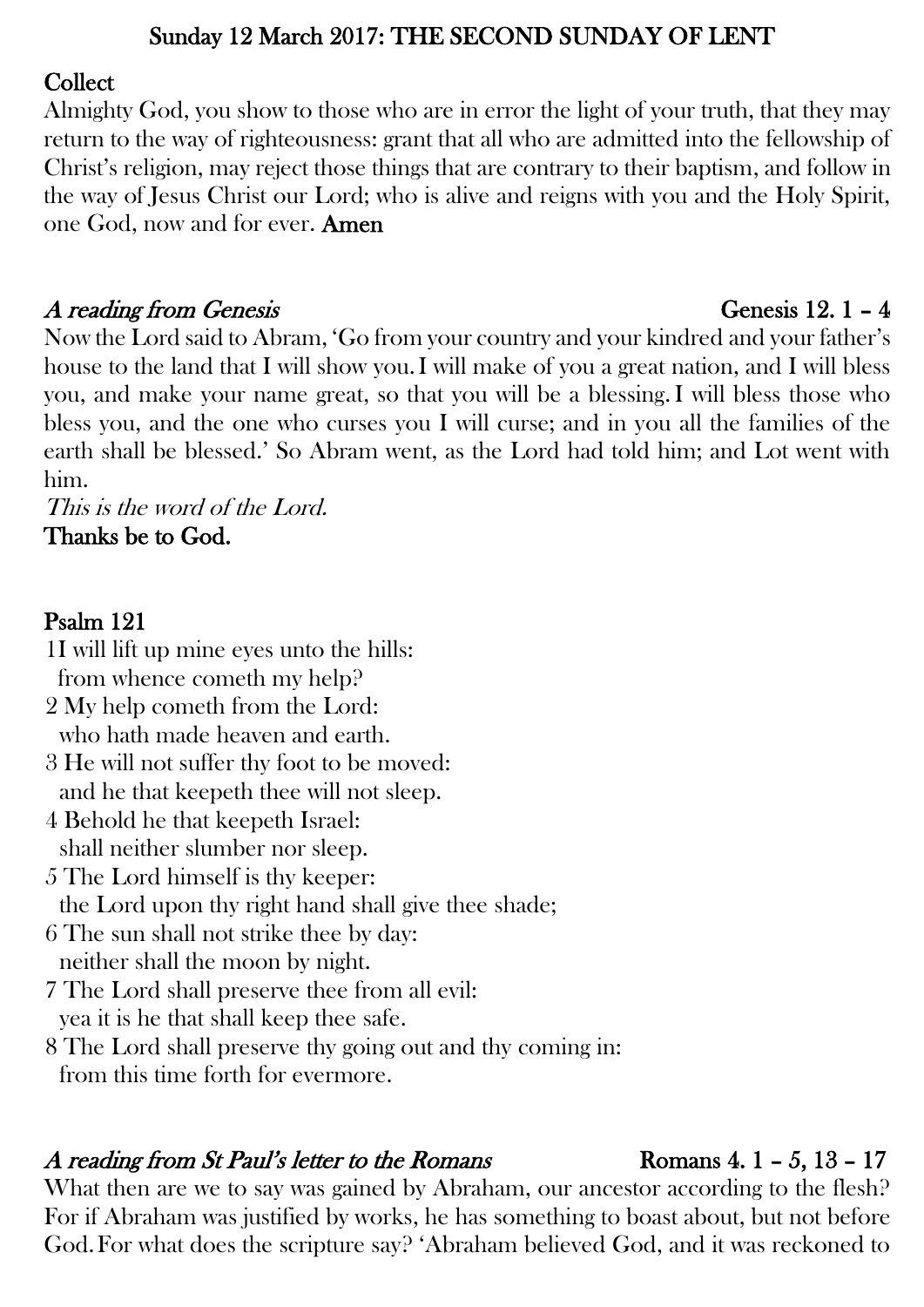## Sunday 12 March 2017: THE SECOND SUNDAY OF LENT

### Collect

Almighty God, you show to those who are in error the light of your truth, that they may return to the way of righteousness: grant that all who are admitted into the fellowship of Christ's religion, may reject those things that are contrary to their baptism, and follow in the way of Jesus Christ our Lord; who is alive and reigns with you and the Holy Spirit, one God, now and for ever. **Amen**

### *A reading from Genesis* Genesis 12. 1 – 4

Now the Lord said to Abram, 'Go from your country and your kindred and your father's house to the land that I will show you. I will make of you a great nation, and I will bless you, and make your name great, so that you will be a blessing. I will bless those who bless you, and the one who curses you I will curse; and in you all the families of the earth shall be blessed.' So Abram went, as the Lord had told him; and Lot went with him.

*This is the word of the Lord.*

**Thanks be to God.**

### Psalm 121

1I will lift up mine eyes unto the hills:
from whence cometh my help?
2 My help cometh from the Lord:
who hath made heaven and earth.
3 He will not suffer thy foot to be moved:
and he that keepeth thee will not sleep.
4 Behold he that keepeth Israel:
shall neither slumber nor sleep.
5 The Lord himself is thy keeper:
the Lord upon thy right hand shall give thee shade;
6 The sun shall not strike thee by day:
neither shall the moon by night.
7 The Lord shall preserve thee from all evil:
yea it is he that shall keep thee safe.
8 The Lord shall preserve thy going out and thy coming in:
from this time forth for evermore.

### *A reading from St Paul's letter to the Romans* Romans 4. 1 – 5, 13 – 17

What then are we to say was gained by Abraham, our ancestor according to the flesh? For if Abraham was justified by works, he has something to boast about, but not before God. For what does the scripture say? 'Abraham believed God, and it was reckoned to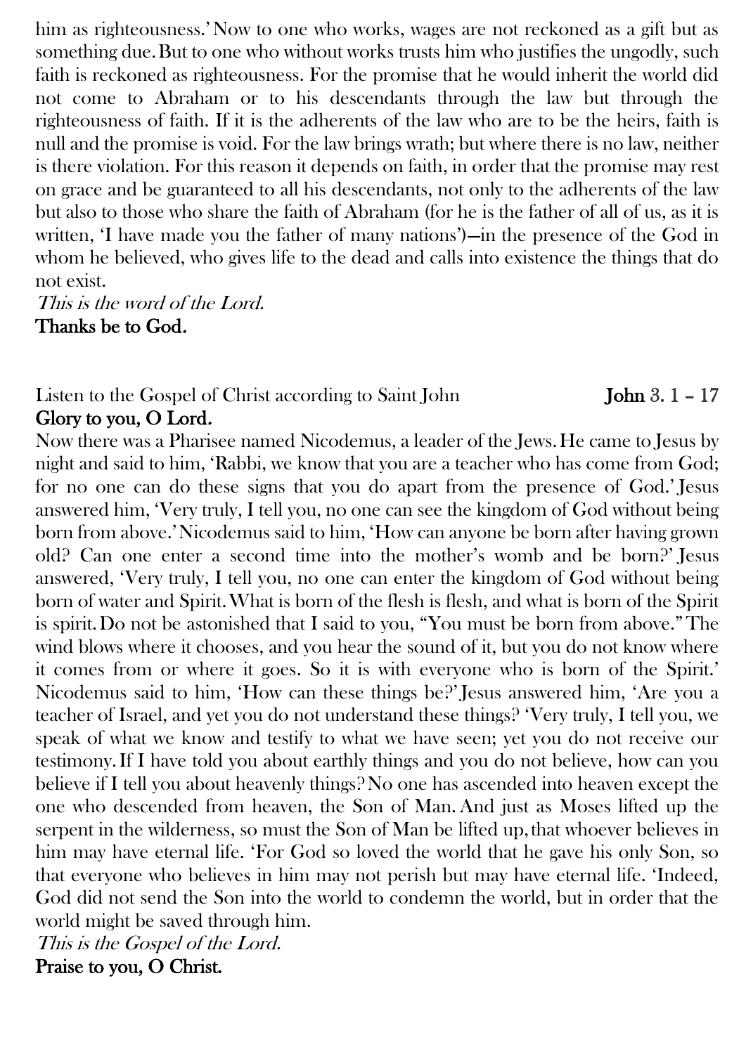him as righteousness.' Now to one who works, wages are not reckoned as a gift but as something due. But to one who without works trusts him who justifies the ungodly, such faith is reckoned as righteousness. For the promise that he would inherit the world did not come to Abraham or to his descendants through the law but through the righteousness of faith. If it is the adherents of the law who are to be the heirs, faith is null and the promise is void. For the law brings wrath; but where there is no law, neither is there violation. For this reason it depends on faith, in order that the promise may rest on grace and be guaranteed to all his descendants, not only to the adherents of the law but also to those who share the faith of Abraham (for he is the father of all of us, as it is written, 'I have made you the father of many nations')—in the presence of the God in whom he believed, who gives life to the dead and calls into existence the things that do not exist.

*This is the word of the Lord.*

**Thanks be to God.**

Listen to the Gospel of Christ according to Saint John **John** 3. 1 – 17

**Glory to you, O Lord.**

Now there was a Pharisee named Nicodemus, a leader of the Jews. He came to Jesus by night and said to him, 'Rabbi, we know that you are a teacher who has come from God; for no one can do these signs that you do apart from the presence of God.' Jesus answered him, 'Very truly, I tell you, no one can see the kingdom of God without being born from above.' Nicodemus said to him, 'How can anyone be born after having grown old? Can one enter a second time into the mother's womb and be born?' Jesus answered, 'Very truly, I tell you, no one can enter the kingdom of God without being born of water and Spirit. What is born of the flesh is flesh, and what is born of the Spirit is spirit. Do not be astonished that I said to you, "You must be born from above." The wind blows where it chooses, and you hear the sound of it, but you do not know where it comes from or where it goes. So it is with everyone who is born of the Spirit.' Nicodemus said to him, 'How can these things be?' Jesus answered him, 'Are you a teacher of Israel, and yet you do not understand these things? 'Very truly, I tell you, we speak of what we know and testify to what we have seen; yet you do not receive our testimony. If I have told you about earthly things and you do not believe, how can you believe if I tell you about heavenly things? No one has ascended into heaven except the one who descended from heaven, the Son of Man. And just as Moses lifted up the serpent in the wilderness, so must the Son of Man be lifted up, that whoever believes in him may have eternal life. 'For God so loved the world that he gave his only Son, so that everyone who believes in him may not perish but may have eternal life. 'Indeed, God did not send the Son into the world to condemn the world, but in order that the world might be saved through him.

*This is the Gospel of the Lord.*

**Praise to you, O Christ.**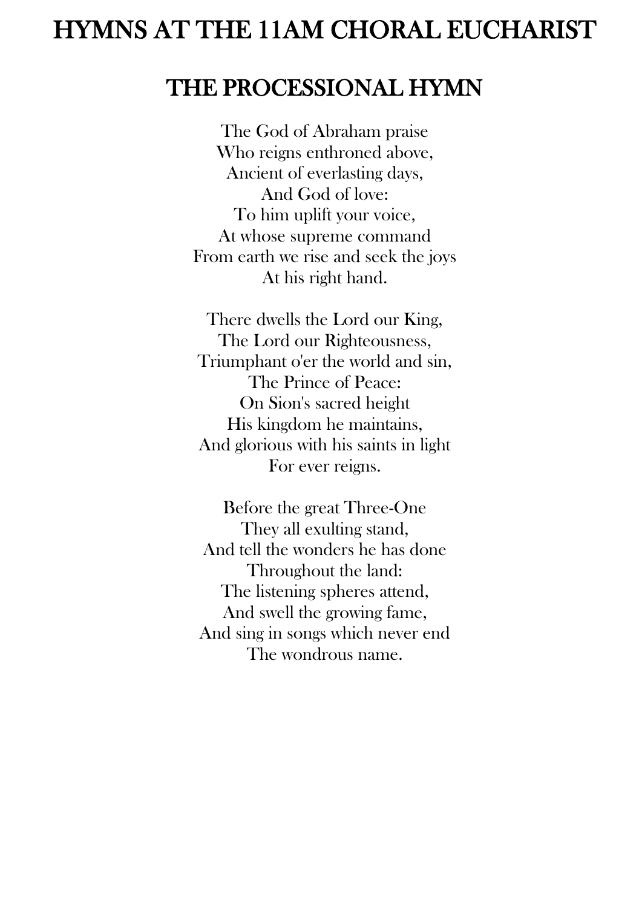# HYMNS AT THE 11AM CHORAL EUCHARIST

## THE PROCESSIONAL HYMN

The God of Abraham praise  
Who reigns enthroned above,  
Ancient of everlasting days,  
And God of love:  
To him uplift your voice,  
At whose supreme command  
From earth we rise and seek the joys  
At his right hand.

There dwells the Lord our King,  
The Lord our Righteousness,  
Triumphant o'er the world and sin,  
The Prince of Peace:  
On Sion's sacred height  
His kingdom he maintains,  
And glorious with his saints in light  
For ever reigns.

Before the great Three-One  
They all exulting stand,  
And tell the wonders he has done  
Throughout the land:  
The listening spheres attend,  
And swell the growing fame,  
And sing in songs which never end  
The wondrous name.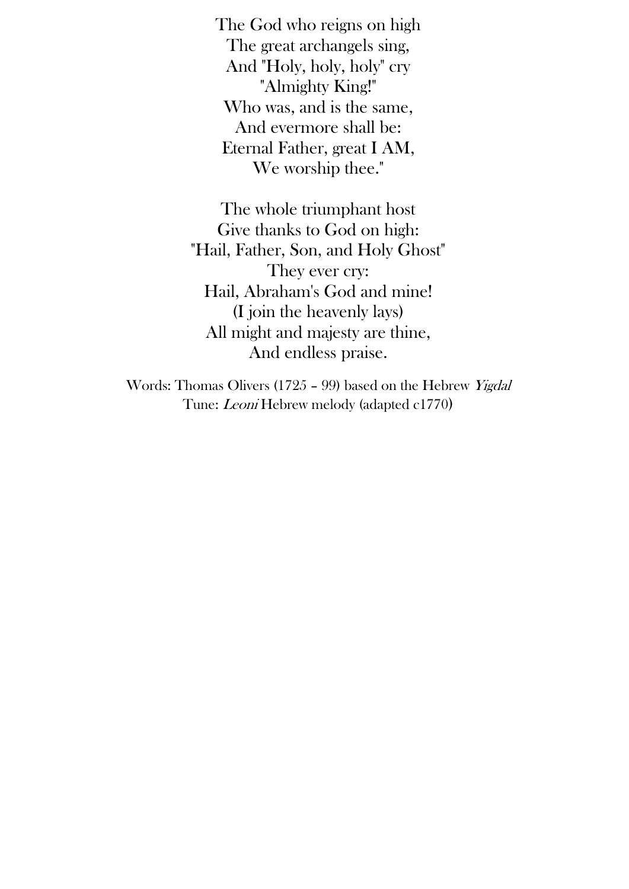The God who reigns on high  
The great archangels sing,  
And "Holy, holy, holy" cry  
"Almighty King!"  
Who was, and is the same,  
And evermore shall be:  
Eternal Father, great I AM,  
We worship thee."

The whole triumphant host  
Give thanks to God on high:  
"Hail, Father, Son, and Holy Ghost"  
They ever cry:  
Hail, Abraham's God and mine!  
(I join the heavenly lays)  
All might and majesty are thine,  
And endless praise.

Words: Thomas Olivers (1725 – 99) based on the Hebrew *Yigdal*  
Tune: *Leoni* Hebrew melody (adapted c1770)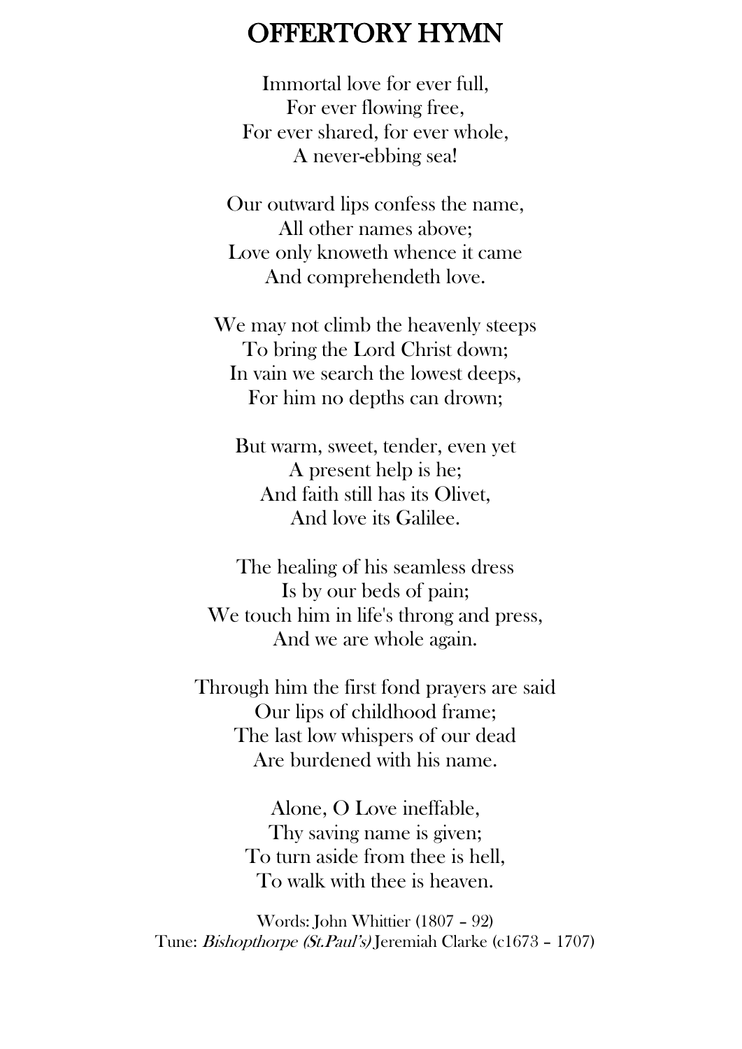# OFFERTORY HYMN

Immortal love for ever full,
For ever flowing free,
For ever shared, for ever whole,
A never-ebbing sea!

Our outward lips confess the name,
All other names above;
Love only knoweth whence it came
And comprehendeth love.

We may not climb the heavenly steeps
To bring the Lord Christ down;
In vain we search the lowest deeps,
For him no depths can drown;

But warm, sweet, tender, even yet
A present help is he;
And faith still has its Olivet,
And love its Galilee.

The healing of his seamless dress
Is by our beds of pain;
We touch him in life's throng and press,
And we are whole again.

Through him the first fond prayers are said
Our lips of childhood frame;
The last low whispers of our dead
Are burdened with his name.

Alone, O Love ineffable,
Thy saving name is given;
To turn aside from thee is hell,
To walk with thee is heaven.

Words: John Whittier (1807 – 92)
Tune: *Bishopthorpe (St.Paul's)* Jeremiah Clarke (c1673 – 1707)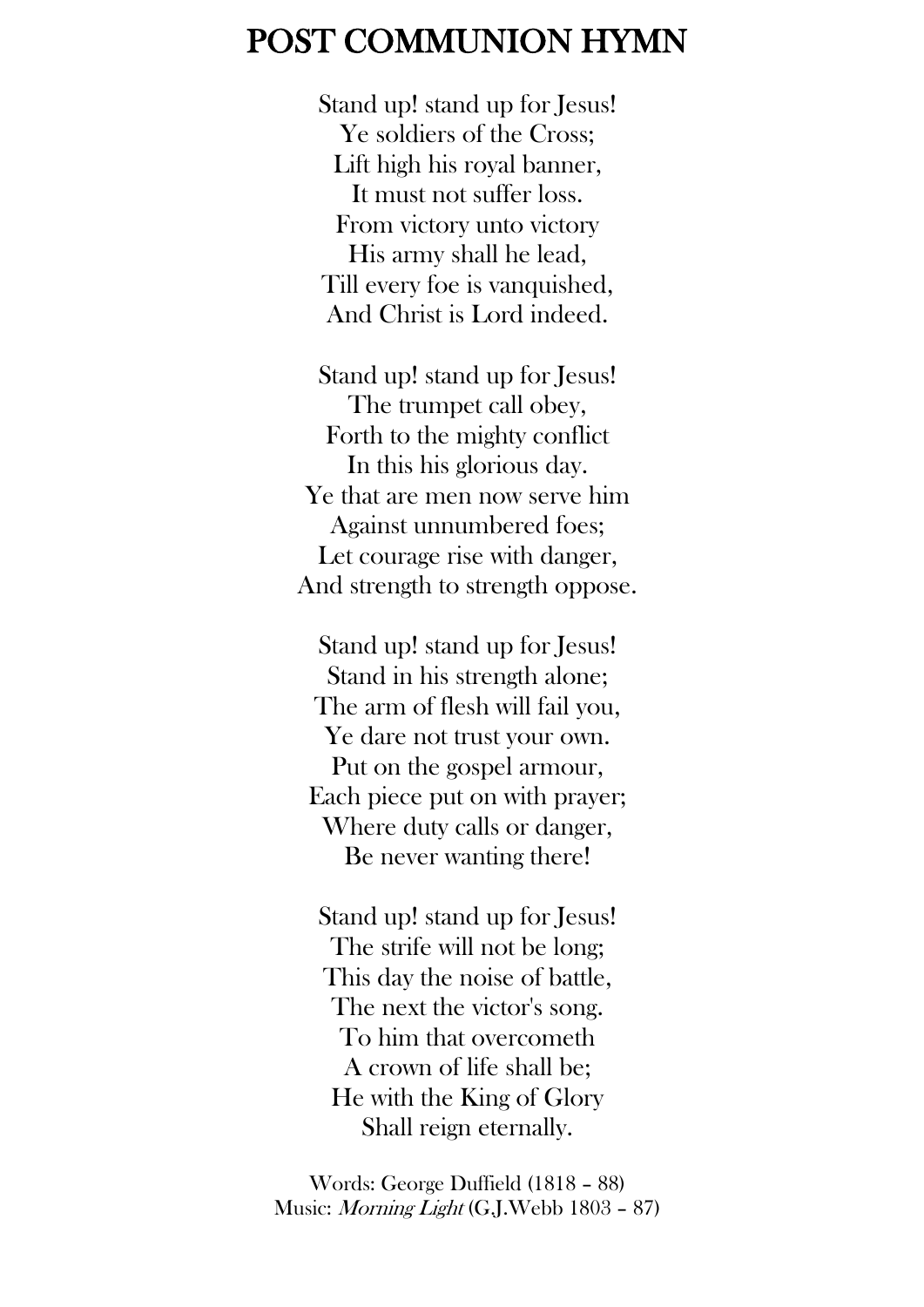# POST COMMUNION HYMN

Stand up! stand up for Jesus!  
Ye soldiers of the Cross;  
Lift high his royal banner,  
It must not suffer loss.  
From victory unto victory  
His army shall he lead,  
Till every foe is vanquished,  
And Christ is Lord indeed.

Stand up! stand up for Jesus!  
The trumpet call obey,  
Forth to the mighty conflict  
In this his glorious day.  
Ye that are men now serve him  
Against unnumbered foes;  
Let courage rise with danger,  
And strength to strength oppose.

Stand up! stand up for Jesus!  
Stand in his strength alone;  
The arm of flesh will fail you,  
Ye dare not trust your own.  
Put on the gospel armour,  
Each piece put on with prayer;  
Where duty calls or danger,  
Be never wanting there!

Stand up! stand up for Jesus!  
The strife will not be long;  
This day the noise of battle,  
The next the victor's song.  
To him that overcometh  
A crown of life shall be;  
He with the King of Glory  
Shall reign eternally.

Words: George Duffield (1818 – 88)  
Music: *Morning Light* (G.J.Webb 1803 – 87)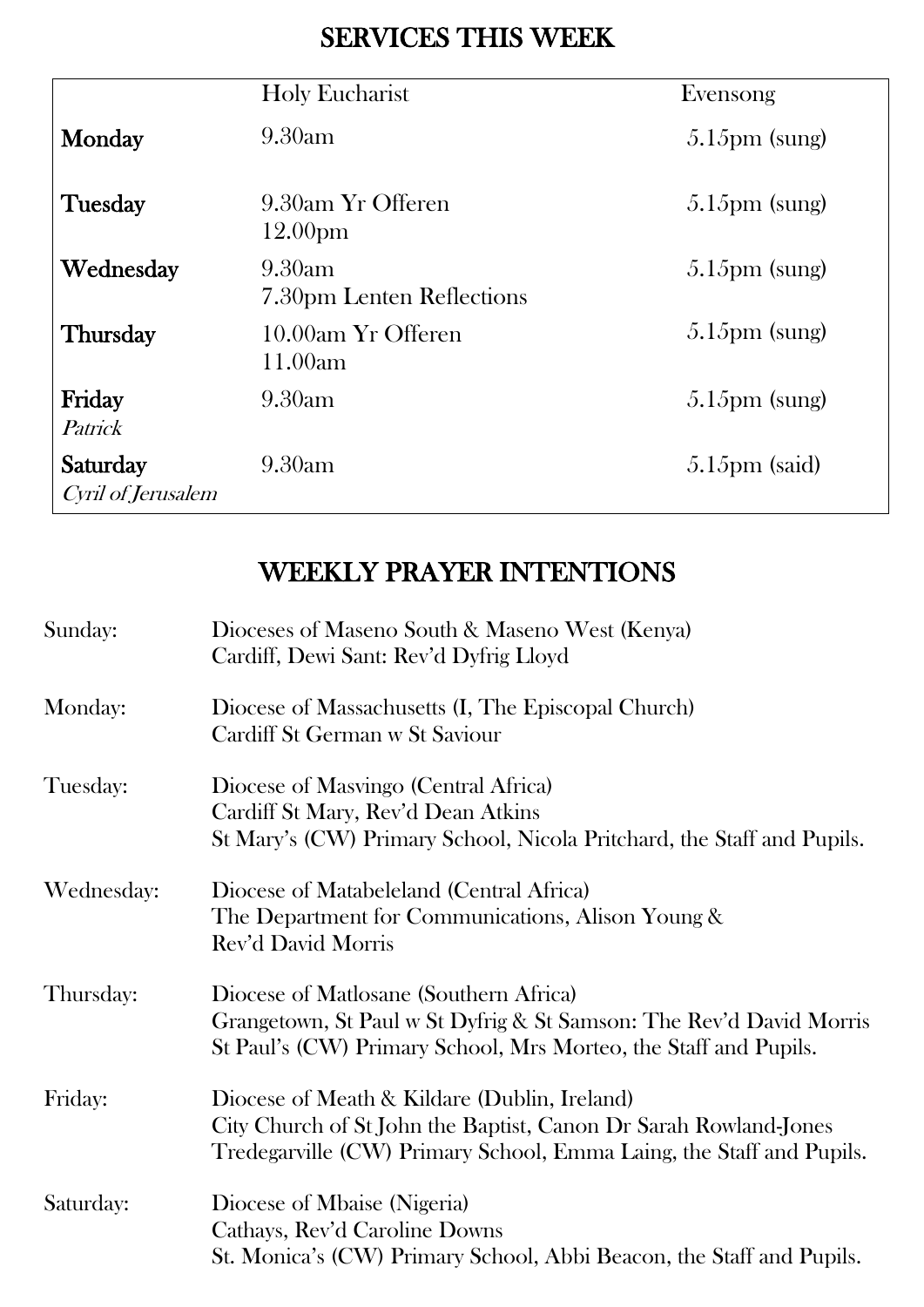# SERVICES THIS WEEK

| | Holy Eucharist | Evensong |
|---|---|---|
| **Monday** | 9.30am | 5.15pm (sung) |
| **Tuesday** | 9.30am Yr Offeren<br>12.00pm | 5.15pm (sung) |
| **Wednesday** | 9.30am<br>7.30pm Lenten Reflections | 5.15pm (sung) |
| **Thursday** | 10.00am Yr Offeren<br>11.00am | 5.15pm (sung) |
| **Friday**<br>*Patrick* | 9.30am | 5.15pm (sung) |
| **Saturday**<br>*Cyril of Jerusalem* | 9.30am | 5.15pm (said) |

# WEEKLY PRAYER INTENTIONS

Sunday:
Dioceses of Maseno South & Maseno West (Kenya)
Cardiff, Dewi Sant: Rev'd Dyfrig Lloyd

Monday:
Diocese of Massachusetts (I, The Episcopal Church)
Cardiff St German w St Saviour

Tuesday:
Diocese of Masvingo (Central Africa)
Cardiff St Mary, Rev'd Dean Atkins
St Mary's (CW) Primary School, Nicola Pritchard, the Staff and Pupils.

Wednesday:
Diocese of Matabeleland (Central Africa)
The Department for Communications, Alison Young & Rev'd David Morris

Thursday:
Diocese of Matlosane (Southern Africa)
Grangetown, St Paul w St Dyfrig & St Samson: The Rev'd David Morris
St Paul's (CW) Primary School, Mrs Morteo, the Staff and Pupils.

Friday:
Diocese of Meath & Kildare (Dublin, Ireland)
City Church of St John the Baptist, Canon Dr Sarah Rowland-Jones
Tredegarville (CW) Primary School, Emma Laing, the Staff and Pupils.

Saturday:
Diocese of Mbaise (Nigeria)
Cathays, Rev'd Caroline Downs
St. Monica's (CW) Primary School, Abbi Beacon, the Staff and Pupils.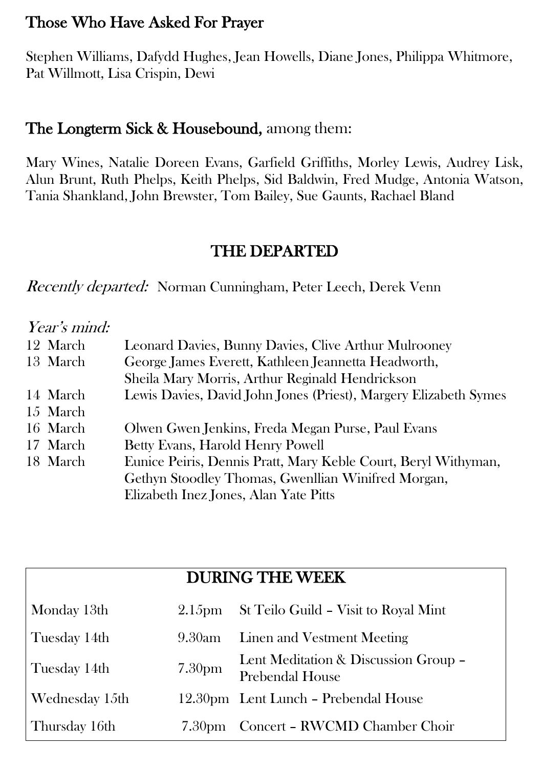## Those Who Have Asked For Prayer

Stephen Williams, Dafydd Hughes, Jean Howells, Diane Jones, Philippa Whitmore, Pat Willmott, Lisa Crispin, Dewi

## The Longterm Sick & Housebound, among them:

Mary Wines, Natalie Doreen Evans, Garfield Griffiths, Morley Lewis, Audrey Lisk, Alun Brunt, Ruth Phelps, Keith Phelps, Sid Baldwin, Fred Mudge, Antonia Watson, Tania Shankland, John Brewster, Tom Bailey, Sue Gaunts, Rachael Bland

# THE DEPARTED

*Recently departed:* Norman Cunningham, Peter Leech, Derek Venn

*Year's mind:*

| | |
|---|---|
| 12 March | Leonard Davies, Bunny Davies, Clive Arthur Mulrooney |
| 13 March | George James Everett, Kathleen Jeannetta Headworth, Sheila Mary Morris, Arthur Reginald Hendrickson |
| 14 March | Lewis Davies, David John Jones (Priest), Margery Elizabeth Symes |
| 15 March | |
| 16 March | Olwen Gwen Jenkins, Freda Megan Purse, Paul Evans |
| 17 March | Betty Evans, Harold Henry Powell |
| 18 March | Eunice Peiris, Dennis Pratt, Mary Keble Court, Beryl Withyman, Gethyn Stoodley Thomas, Gwenllian Winifred Morgan, Elizabeth Inez Jones, Alan Yate Pitts |

## DURING THE WEEK

| | | |
|---|---|---|
| Monday 13th | 2.15pm | St Teilo Guild – Visit to Royal Mint |
| Tuesday 14th | 9.30am | Linen and Vestment Meeting |
| Tuesday 14th | 7.30pm | Lent Meditation & Discussion Group – Prebendal House |
| Wednesday 15th | 12.30pm | Lent Lunch – Prebendal House |
| Thursday 16th | 7.30pm | Concert – RWCMD Chamber Choir |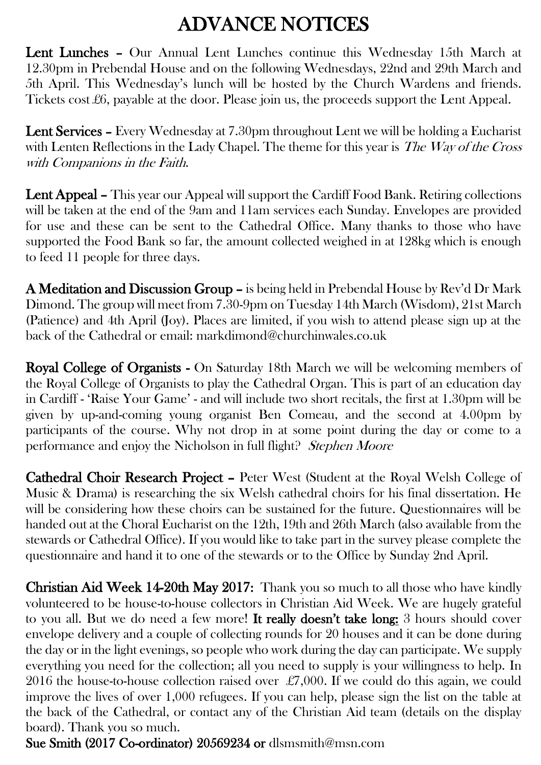# ADVANCE NOTICES

**Lent Lunches –** Our Annual Lent Lunches continue this Wednesday 15th March at 12.30pm in Prebendal House and on the following Wednesdays, 22nd and 29th March and 5th April. This Wednesday's lunch will be hosted by the Church Wardens and friends. Tickets cost £6, payable at the door. Please join us, the proceeds support the Lent Appeal.

**Lent Services –** Every Wednesday at 7.30pm throughout Lent we will be holding a Eucharist with Lenten Reflections in the Lady Chapel. The theme for this year is *The Way of the Cross with Companions in the Faith*.

**Lent Appeal –** This year our Appeal will support the Cardiff Food Bank. Retiring collections will be taken at the end of the 9am and 11am services each Sunday. Envelopes are provided for use and these can be sent to the Cathedral Office. Many thanks to those who have supported the Food Bank so far, the amount collected weighed in at 128kg which is enough to feed 11 people for three days.

**A Meditation and Discussion Group –** is being held in Prebendal House by Rev'd Dr Mark Dimond. The group will meet from 7.30-9pm on Tuesday 14th March (Wisdom), 21st March (Patience) and 4th April (Joy). Places are limited, if you wish to attend please sign up at the back of the Cathedral or email: markdimond@churchinwales.co.uk

**Royal College of Organists -** On Saturday 18th March we will be welcoming members of the Royal College of Organists to play the Cathedral Organ. This is part of an education day in Cardiff - 'Raise Your Game' - and will include two short recitals, the first at 1.30pm will be given by up-and-coming young organist Ben Comeau, and the second at 4.00pm by participants of the course. Why not drop in at some point during the day or come to a performance and enjoy the Nicholson in full flight? *Stephen Moore*

**Cathedral Choir Research Project –** Peter West (Student at the Royal Welsh College of Music & Drama) is researching the six Welsh cathedral choirs for his final dissertation. He will be considering how these choirs can be sustained for the future. Questionnaires will be handed out at the Choral Eucharist on the 12th, 19th and 26th March (also available from the stewards or Cathedral Office). If you would like to take part in the survey please complete the questionnaire and hand it to one of the stewards or to the Office by Sunday 2nd April.

**Christian Aid Week 14-20th May 2017:** Thank you so much to all those who have kindly volunteered to be house-to-house collectors in Christian Aid Week. We are hugely grateful to you all. But we do need a few more! **It really doesn't take long:** 3 hours should cover envelope delivery and a couple of collecting rounds for 20 houses and it can be done during the day or in the light evenings, so people who work during the day can participate. We supply everything you need for the collection; all you need to supply is your willingness to help. In 2016 the house-to-house collection raised over £7,000. If we could do this again, we could improve the lives of over 1,000 refugees. If you can help, please sign the list on the table at the back of the Cathedral, or contact any of the Christian Aid team (details on the display board). Thank you so much.

**Sue Smith (2017 Co-ordinator) 20569234 or** dlsmsmith@msn.com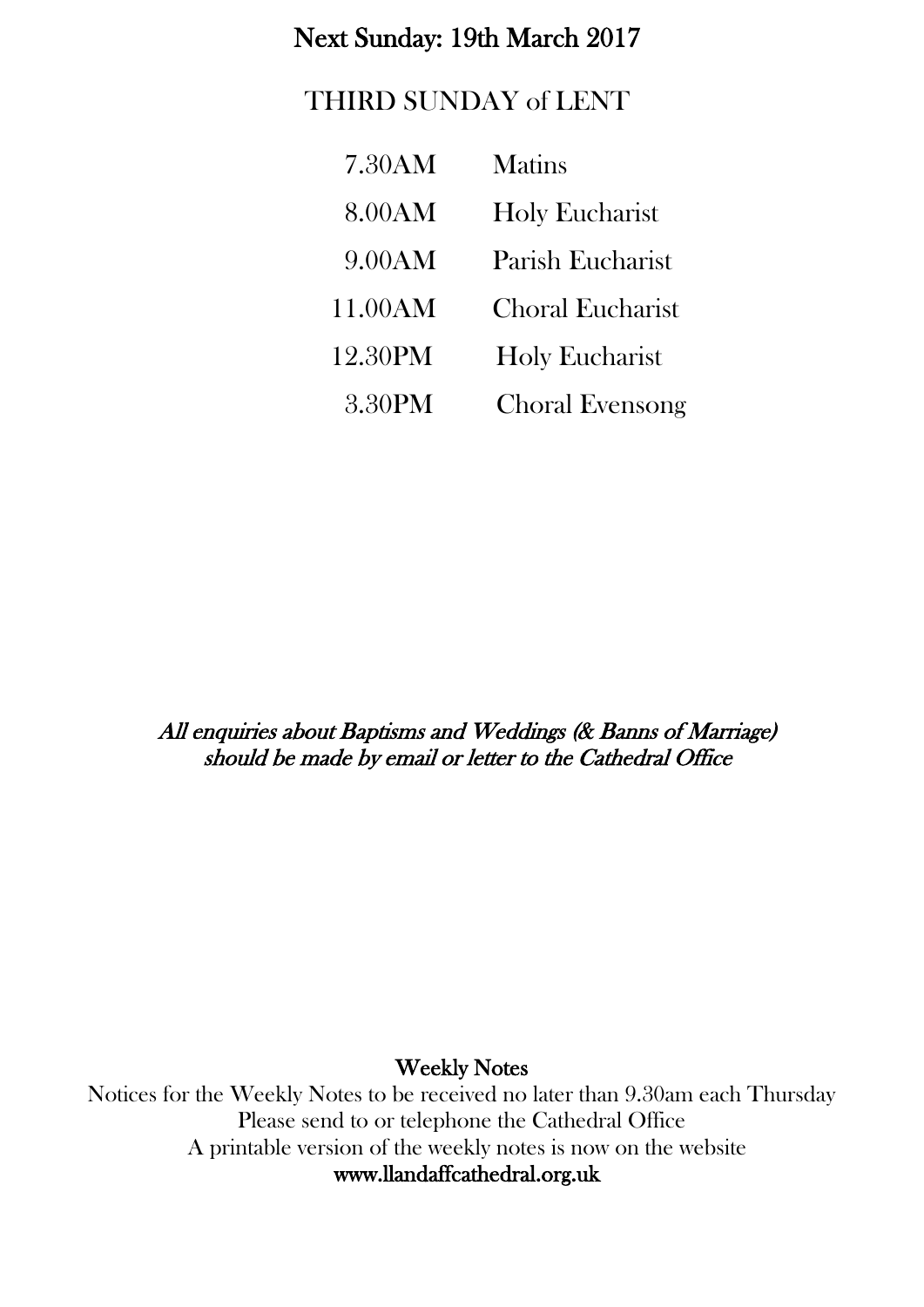## Next Sunday: 19th March 2017

### THIRD SUNDAY of LENT

| | |
|---|---|
| 7.30AM | Matins |
| 8.00AM | Holy Eucharist |
| 9.00AM | Parish Eucharist |
| 11.00AM | Choral Eucharist |
| 12.30PM | Holy Eucharist |
| 3.30PM | Choral Evensong |

*All enquiries about Baptisms and Weddings (& Banns of Marriage) should be made by email or letter to the Cathedral Office*

**Weekly Notes**

Notices for the Weekly Notes to be received no later than 9.30am each Thursday
Please send to or telephone the Cathedral Office
A printable version of the weekly notes is now on the website
**www.llandaffcathedral.org.uk**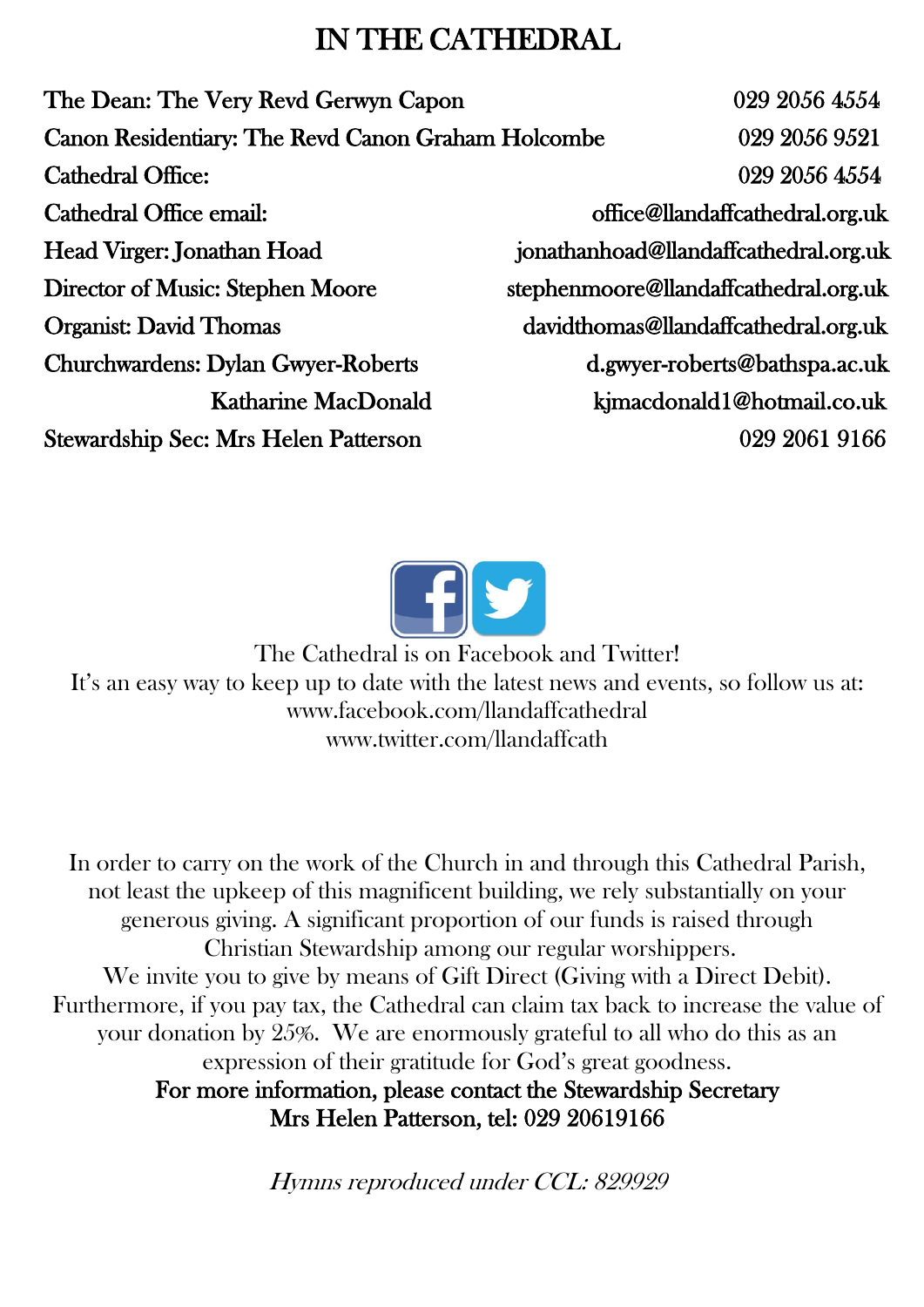# IN THE CATHEDRAL

| | |
|---|---|
| **The Dean: The Very Revd Gerwyn Capon** | **029 2056 4554** |
| **Canon Residentiary: The Revd Canon Graham Holcombe** | **029 2056 9521** |
| **Cathedral Office:** | **029 2056 4554** |
| **Cathedral Office email:** | **office@llandaffcathedral.org.uk** |
| **Head Virger: Jonathan Hoad** | **jonathanhoad@llandaffcathedral.org.uk** |
| **Director of Music: Stephen Moore** | **stephenmoore@llandaffcathedral.org.uk** |
| **Organist: David Thomas** | **davidthomas@llandaffcathedral.org.uk** |
| **Churchwardens: Dylan Gwyer-Roberts** | **d.gwyer-roberts@bathspa.ac.uk** |
| **Katharine MacDonald** | **kjmacdonald1@hotmail.co.uk** |
| **Stewardship Sec: Mrs Helen Patterson** | **029 2061 9166** |

The Cathedral is on Facebook and Twitter!
It's an easy way to keep up to date with the latest news and events, so follow us at:
www.facebook.com/llandaffcathedral
www.twitter.com/llandaffcath

In order to carry on the work of the Church in and through this Cathedral Parish, not least the upkeep of this magnificent building, we rely substantially on your generous giving. A significant proportion of our funds is raised through Christian Stewardship among our regular worshippers.
We invite you to give by means of Gift Direct (Giving with a Direct Debit). Furthermore, if you pay tax, the Cathedral can claim tax back to increase the value of your donation by 25%. We are enormously grateful to all who do this as an expression of their gratitude for God's great goodness.

**For more information, please contact the Stewardship Secretary**
**Mrs Helen Patterson, tel: 029 20619166**

*Hymns reproduced under CCL: 829929*